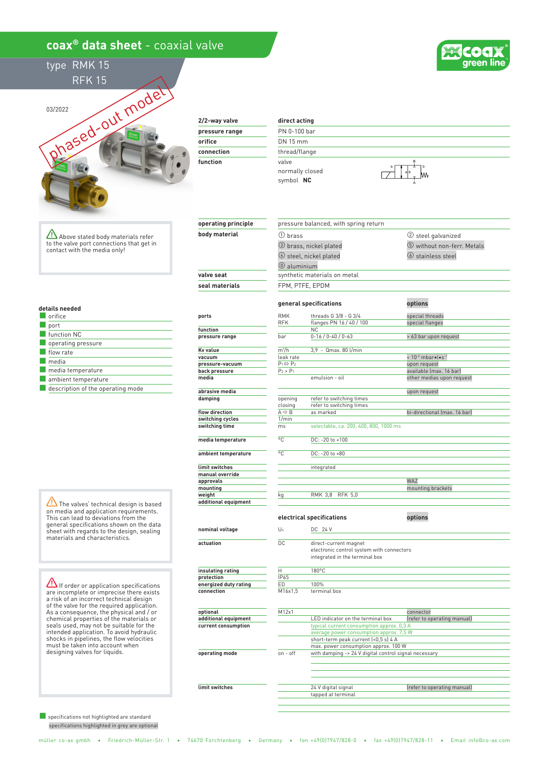# coax® data sheet - coaxial valve

## type RMK 15
## RFK 15

03/2022

phased-out model

| 2/2-way valve | direct acting |
|---|---|
| pressure range | PN 0-100 bar |
| orifice | DN 15 mm |
| connection | thread/flange |
| function | valve<br>normally closed<br>symbol **NC** |

⚠ Above stated body materials refer to the valve port connections that get in contact with the media only!

| operating principle | pressure balanced, with spring return | |
|---|---|---|
| body material | ① brass | ② steel galvanized |
| | ③ brass, nickel plated | ⑤ without non-ferr. Metals |
| | ④ steel, nickel plated | ⑥ stainless steel |
| | ⑧ aluminium | |
| valve seat | synthetic materials on metal | |
| seal materials | FPM, PTFE, EPDM | |

### details needed

- orifice
- port
- function NC
- operating pressure
- flow rate
- media
- media temperature
- ambient temperature
- description of the operating mode

### general specifications

| | | general specifications | options |
|---|---|---|---|
| ports | RMK | threads G 3/8 - G 3/4 | special threads |
| | RFK | flanges PN 16 / 40 / 100 | special flanges |
| function | | NC | |
| pressure range | bar | 0-16 / 0-40 / 0-63 | > 63 bar upon request |
| Kv value | m³/h | 3,9 - Qmax. 80 l/min | |
| vacuum | leak rate | | < $10^{-6}$ mbar•l•s$^{-1}$ |
| pressure-vacuum | $P_1 \Leftrightarrow P_2$ | | upon request |
| back pressure | $P_2 > P_1$ | | available (max. 16 bar) |
| media | | emulsion - oil | other medias upon request |
| abrasive media | | | upon request |
| damping | opening | refer to switching times | |
| | closing | refer to switching times | |
| flow direction | A ⇨ B | as marked | bi-directional (max. 16 bar) |
| switching cycles | 1/min | | |
| switching time | ms | selectable, ca. 200, 400, 800, 1000 ms | |
| media temperature | °C | DC: -20 to +100 | |
| ambient temperature | °C | DC: -20 to +80 | |
| limit switches | | integrated | |
| manual override | | | |
| approvals | | | WAZ |
| mounting | | | mounting brackets |
| weight | kg | RMK 3,8 RFK 5,0 | |
| additional equipment | | | |

⚠ The valves' technical design is based on media and application requirements. This can lead to deviations from the general specifications shown on the data sheet with regards to the design, sealing materials and characteristics.

### electrical specifications

| | | electrical specifications | options |
|---|---|---|---|
| nominal voltage | $U_n$ | DC 24 V | |
| actuation | DC | direct-current magnet<br>electronic control system with connectors<br>integrated in the terminal box | |
| insulating rating | H | 180°C | |
| protection | IP65 | | |
| energized duty rating | ED | 100% | |
| connection | M16x1,5 | terminal box | |
| optional | M12x1 | | connector |
| additional equipment | | LED indicator on the terminal box | (refer to operating manual) |
| current consumption | | typical current consumption approx. 0,3 A | |
| | | average power consumption approx. 7,5 W | |
| | | short-term peak current (<0,5 s) 4 A | |
| | | max. power consumption approx. 100 W | |
| operating mode | on - off | with damping -> 24 V digital control signal necessary | |
| limit switches | | 24 V digital signal<br>tapped at terminal | (refer to operating manual) |

⚠ If order or application specifications are incomplete or imprecise there exists a risk of an incorrect technical design of the valve for the required application. As a consequence, the physical and / or chemical properties of the materials or seals used, may not be suitable for the intended application. To avoid hydraulic shocks in pipelines, the flow velocities must be taken into account when designing valves for liquids.

specifications not highlighted are standard
specifications highlighted in grey are optional

müller co-ax gmbh • Friedrich-Müller-Str. 1 • 74670 Forchtenberg • Germany • fon +49(0)7947/828-0 • fax +49(0)7947/828-11 • Email info@co-ax.com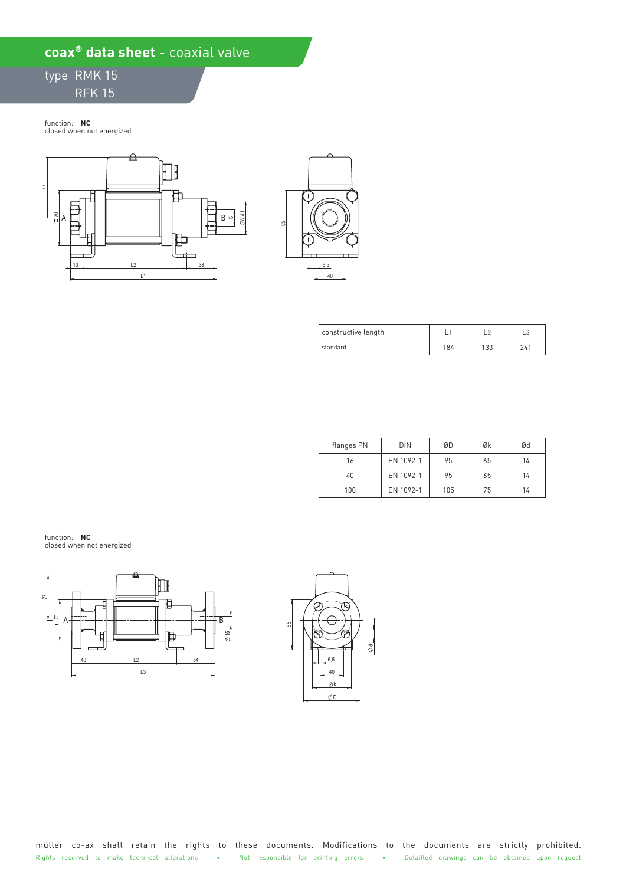# coax® data sheet - coaxial valve

## type RMK 15
## RFK 15

function: **NC**
closed when not energized

77
□ 70
A
B
G
SW 41
13
L2
38
L1
85
6,5
40

| constructive length | L1 | L2 | L3 |
|---|---|---|---|
| standard | 184 | 133 | 241 |

| flanges PN | DIN | ØD | Øk | Ød |
|---|---|---|---|---|
| 16 | EN 1092-1 | 95 | 65 | 14 |
| 40 | EN 1092-1 | 95 | 65 | 14 |
| 100 | EN 1092-1 | 105 | 75 | 14 |

function: **NC**
closed when not energized

77
□ 70
A
B
Ø 15
40
L2
64
L3
85
6,5
40
Øk
ØD
Ø d

müller co-ax shall retain the rights to these documents. Modifications to the documents are strictly prohibited.
Rights reserved to make technical alterations • Not responsible for printing errors • Detailled drawings can be obtained upon request